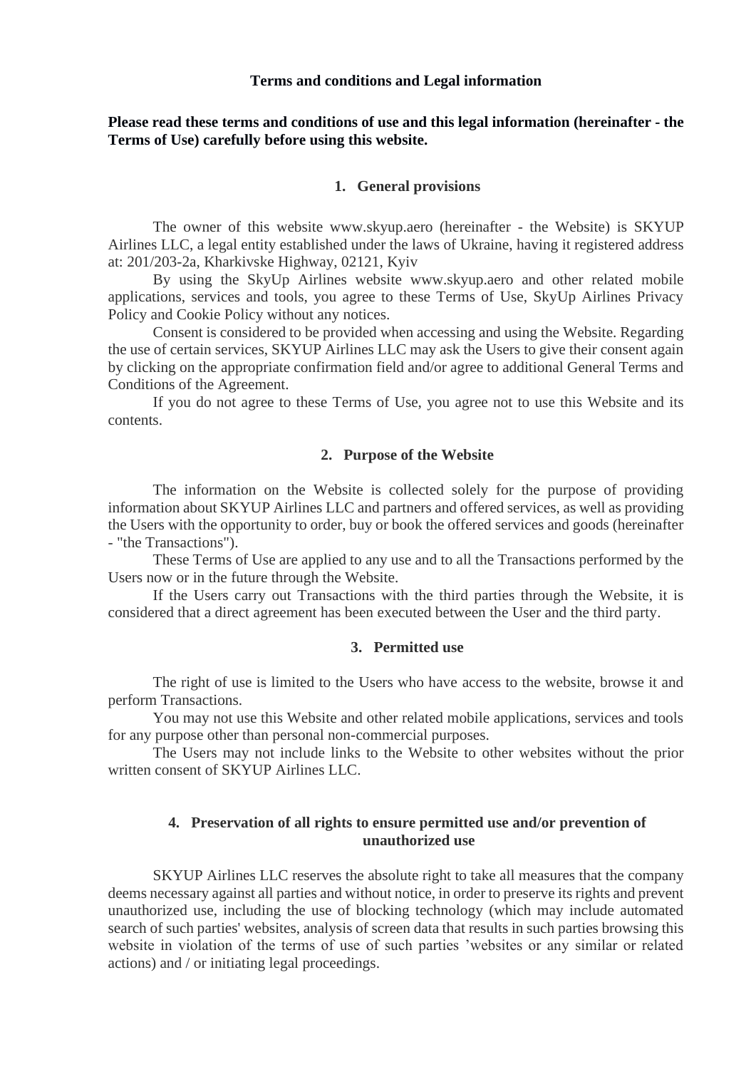# Terms and conditions and Legal information

**Please read these terms and conditions of use and this legal information (hereinafter - the Terms of Use) carefully before using this website.**

## 1. General provisions

The owner of this website www.skyup.aero (hereinafter - the Website) is SKYUP Airlines LLC, a legal entity established under the laws of Ukraine, having it registered address at: 201/203-2a, Kharkivske Highway, 02121, Kyiv

By using the SkyUp Airlines website www.skyup.aero and other related mobile applications, services and tools, you agree to these Terms of Use, SkyUp Airlines Privacy Policy and Cookie Policy without any notices.

Consent is considered to be provided when accessing and using the Website. Regarding the use of certain services, SKYUP Airlines LLC may ask the Users to give their consent again by clicking on the appropriate confirmation field and/or agree to additional General Terms and Conditions of the Agreement.

If you do not agree to these Terms of Use, you agree not to use this Website and its contents.

## 2. Purpose of the Website

The information on the Website is collected solely for the purpose of providing information about SKYUP Airlines LLC and partners and offered services, as well as providing the Users with the opportunity to order, buy or book the offered services and goods (hereinafter - "the Transactions").

These Terms of Use are applied to any use and to all the Transactions performed by the Users now or in the future through the Website.

If the Users carry out Transactions with the third parties through the Website, it is considered that a direct agreement has been executed between the User and the third party.

## 3. Permitted use

The right of use is limited to the Users who have access to the website, browse it and perform Transactions.

You may not use this Website and other related mobile applications, services and tools for any purpose other than personal non-commercial purposes.

The Users may not include links to the Website to other websites without the prior written consent of SKYUP Airlines LLC.

## 4. Preservation of all rights to ensure permitted use and/or prevention of unauthorized use

SKYUP Airlines LLC reserves the absolute right to take all measures that the company deems necessary against all parties and without notice, in order to preserve its rights and prevent unauthorized use, including the use of blocking technology (which may include automated search of such parties' websites, analysis of screen data that results in such parties browsing this website in violation of the terms of use of such parties 'websites or any similar or related actions) and / or initiating legal proceedings.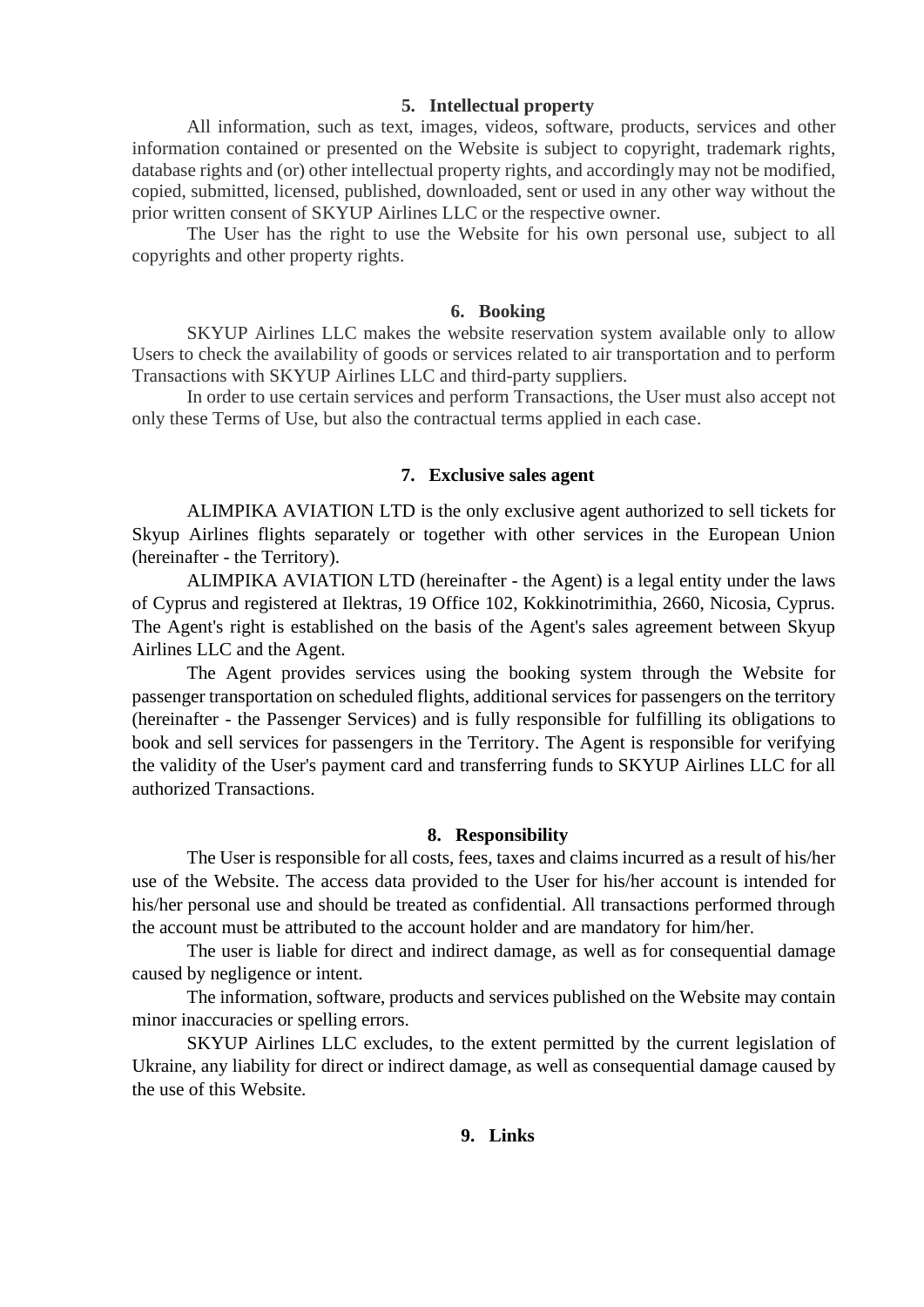## 5. Intellectual property

All information, such as text, images, videos, software, products, services and other information contained or presented on the Website is subject to copyright, trademark rights, database rights and (or) other intellectual property rights, and accordingly may not be modified, copied, submitted, licensed, published, downloaded, sent or used in any other way without the prior written consent of SKYUP Airlines LLC or the respective owner.

The User has the right to use the Website for his own personal use, subject to all copyrights and other property rights.

## 6. Booking

SKYUP Airlines LLC makes the website reservation system available only to allow Users to check the availability of goods or services related to air transportation and to perform Transactions with SKYUP Airlines LLC and third-party suppliers.

In order to use certain services and perform Transactions, the User must also accept not only these Terms of Use, but also the contractual terms applied in each case.

## 7. Exclusive sales agent

ALIMPIKA AVIATION LTD is the only exclusive agent authorized to sell tickets for Skyup Airlines flights separately or together with other services in the European Union (hereinafter - the Territory).

ALIMPIKA AVIATION LTD (hereinafter - the Agent) is a legal entity under the laws of Cyprus and registered at Ilektras, 19 Office 102, Kokkinotrimithia, 2660, Nicosia, Cyprus. The Agent's right is established on the basis of the Agent's sales agreement between Skyup Airlines LLC and the Agent.

The Agent provides services using the booking system through the Website for passenger transportation on scheduled flights, additional services for passengers on the territory (hereinafter - the Passenger Services) and is fully responsible for fulfilling its obligations to book and sell services for passengers in the Territory. The Agent is responsible for verifying the validity of the User's payment card and transferring funds to SKYUP Airlines LLC for all authorized Transactions.

## 8. Responsibility

The User is responsible for all costs, fees, taxes and claims incurred as a result of his/her use of the Website. The access data provided to the User for his/her account is intended for his/her personal use and should be treated as confidential. All transactions performed through the account must be attributed to the account holder and are mandatory for him/her.

The user is liable for direct and indirect damage, as well as for consequential damage caused by negligence or intent.

The information, software, products and services published on the Website may contain minor inaccuracies or spelling errors.

SKYUP Airlines LLC excludes, to the extent permitted by the current legislation of Ukraine, any liability for direct or indirect damage, as well as consequential damage caused by the use of this Website.

## 9. Links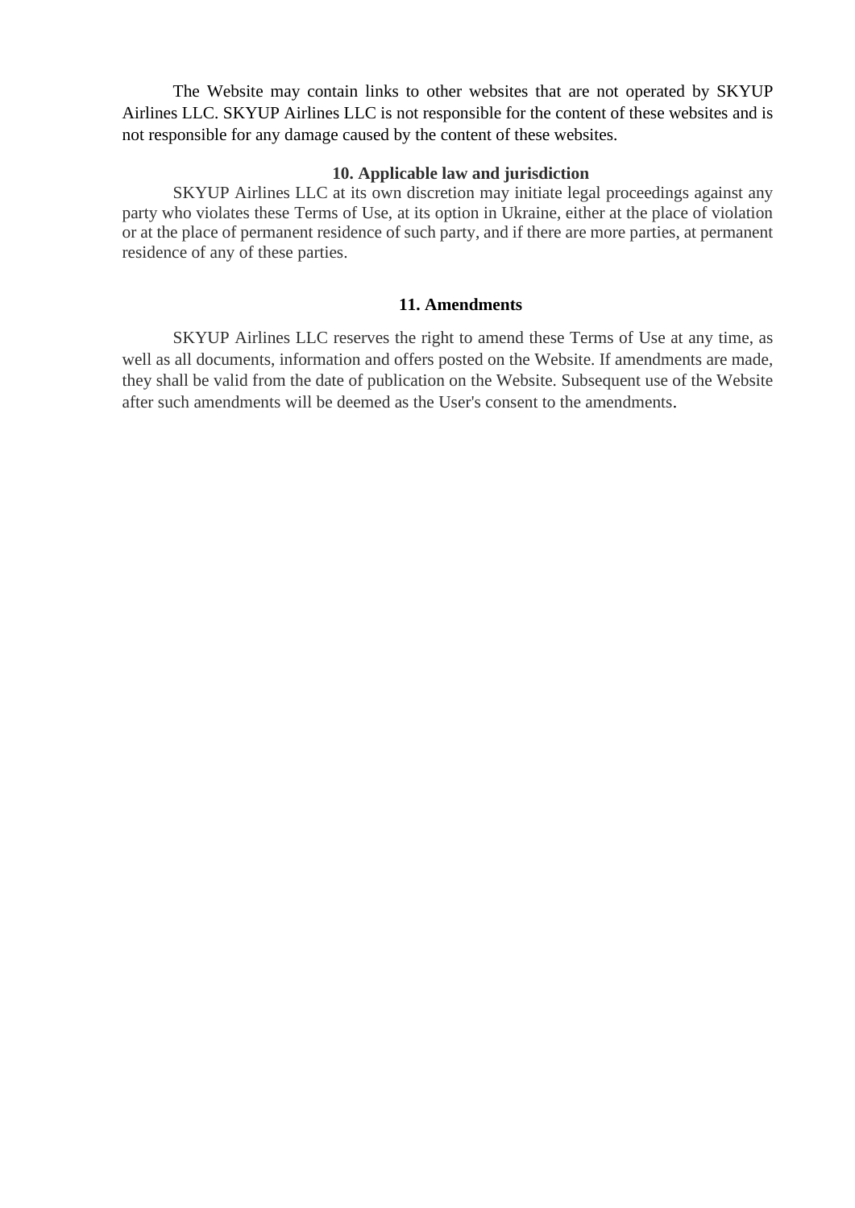The Website may contain links to other websites that are not operated by SKYUP Airlines LLC. SKYUP Airlines LLC is not responsible for the content of these websites and is not responsible for any damage caused by the content of these websites.

## 10. Applicable law and jurisdiction

SKYUP Airlines LLC at its own discretion may initiate legal proceedings against any party who violates these Terms of Use, at its option in Ukraine, either at the place of violation or at the place of permanent residence of such party, and if there are more parties, at permanent residence of any of these parties.

## 11. Amendments

SKYUP Airlines LLC reserves the right to amend these Terms of Use at any time, as well as all documents, information and offers posted on the Website. If amendments are made, they shall be valid from the date of publication on the Website. Subsequent use of the Website after such amendments will be deemed as the User's consent to the amendments.